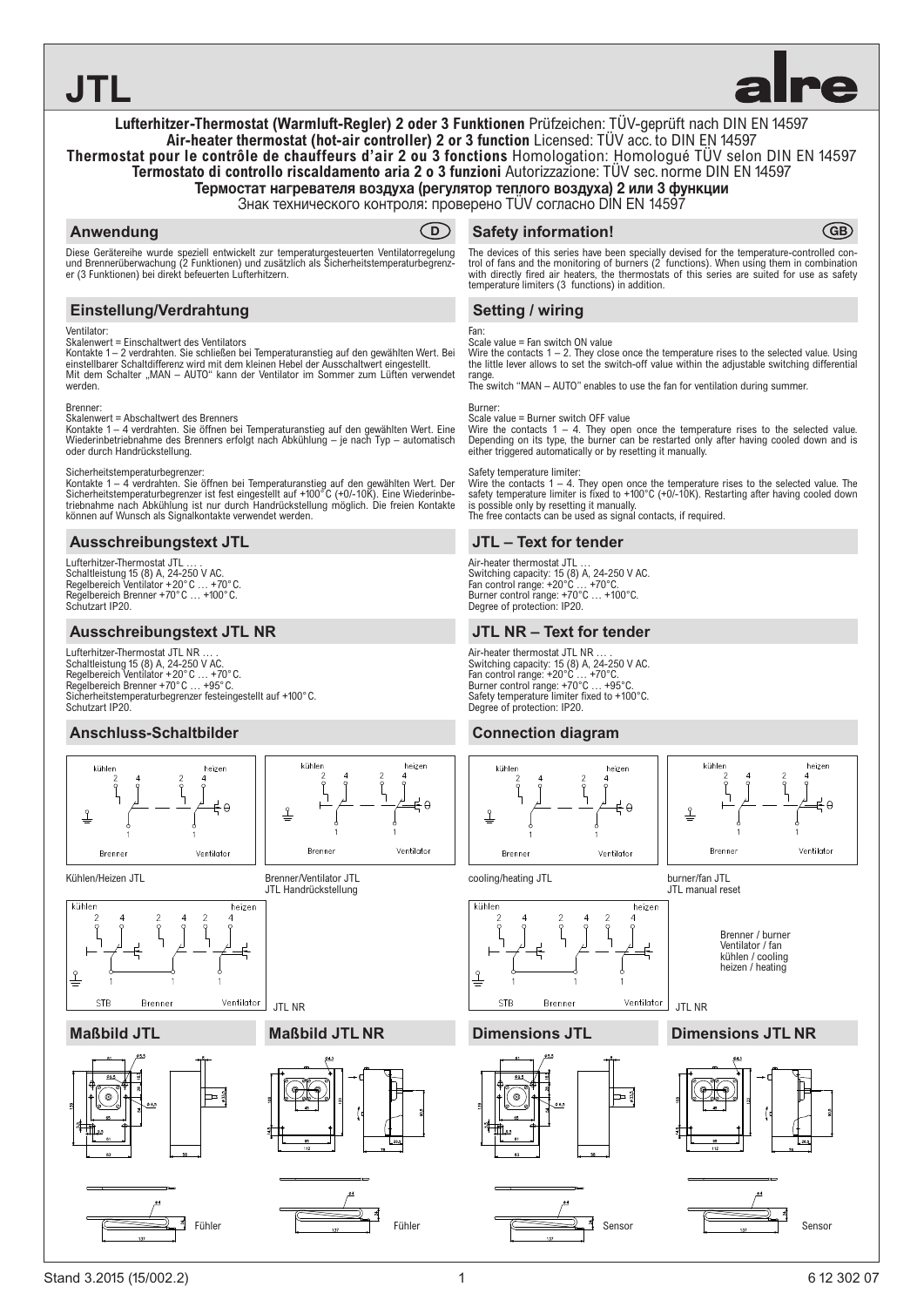# JTL

**Lufterhitzer-Thermostat (Warmluft-Regler) 2 oder 3 Funktionen** Prüfzeichen: TÜV-geprüft nach DIN EN 14597
**Air-heater thermostat (hot-air controller) 2 or 3 function** Licensed: TÜV acc. to DIN EN 14597
**Thermostat pour le contrôle de chauffeurs d'air 2 ou 3 fonctions** Homologation: Homologué TÜV selon DIN EN 14597
**Termostato di controllo riscaldamento aria 2 o 3 funzioni** Autorizzazione: TÜV sec. norme DIN EN 14597
**Термостат нагревателя воздуха (регулятор теплого воздуха) 2 или 3 функции**
Знак технического контроля: проверено TÜV согласно DIN EN 14597

## Anwendung (D)

Diese Gerätereihe wurde speziell entwickelt zur temperaturgesteuerten Ventilatorregelung und Brennerüberwachung (2 Funktionen) und zusätzlich als Sicherheitstemperaturbegrenzer (3 Funktionen) bei direkt befeuerten Lufterhitzern.

## Einstellung/Verdrahtung

Ventilator:
Skalenwert = Einschaltwert des Ventilators
Kontakte 1 – 2 verdrahten. Sie schließen bei Temperaturanstieg auf den gewählten Wert. Bei einstellbarer Schaltdifferenz wird mit dem kleinen Hebel der Ausschaltwert eingestellt.
Mit dem Schalter „MAN – AUTO" kann der Ventilator im Sommer zum Lüften verwendet werden.

Brenner:
Skalenwert = Abschaltwert des Brenners
Kontakte 1 – 4 verdrahten. Sie öffnen bei Temperaturanstieg auf den gewählten Wert. Eine Wiederinbetriebnahme des Brenners erfolgt nach Abkühlung – je nach Typ – automatisch oder durch Handrückstellung.

Sicherheitstemperaturbegrenzer:
Kontakte 1 – 4 verdrahten. Sie öffnen bei Temperaturanstieg auf den gewählten Wert. Der Sicherheitstemperaturbegrenzer ist fest eingestellt auf +100°C (+0/-10K). Eine Wiederinbetriebnahme nach Abkühlung ist nur durch Handrückstellung möglich. Die freien Kontakte können auf Wunsch als Signalkontakte verwendet werden.

## Ausschreibungstext JTL

Lufterhitzer-Thermostat JTL … .
Schaltleistung 15 (8) A, 24-250 V AC.
Regelbereich Ventilator +20°C … +70°C.
Regelbereich Brenner +70°C … +100°C.
Schutzart IP20.

## Ausschreibungstext JTL NR

Lufterhitzer-Thermostat JTL NR … .
Schaltleistung 15 (8) A, 24-250 V AC.
Regelbereich Ventilator +20°C … +70°C.
Regelbereich Brenner +70°C … +95°C.
Sicherheitstemperaturbegrenzer festeingestellt auf +100°C.
Schutzart IP20.

## Anschluss-Schaltbilder

Kühlen/Heizen JTL

Brenner/Ventilator JTL
JTL Handrückstellung

JTL NR

## Maßbild JTL

## Maßbild JTL NR

## Safety information! (GB)

The devices of this series have been specially devised for the temperature-controlled control of fans and the monitoring of burners (2 functions). When using them in combination with directly fired air heaters, the thermostats of this series are suited for use as safety temperature limiters (3 functions) in addition.

## Setting / wiring

Fan:
Scale value = Fan switch ON value
Wire the contacts 1 – 2. They close once the temperature rises to the selected value. Using the little lever allows to set the switch-off value within the adjustable switching differential range.
The switch "MAN – AUTO" enables to use the fan for ventilation during summer.

Burner:
Scale value = Burner switch OFF value
Wire the contacts 1 – 4. They open once the temperature rises to the selected value. Depending on its type, the burner can be restarted only after having cooled down and is either triggered automatically or by resetting it manually.

Safety temperature limiter:
Wire the contacts 1 – 4. They open once the temperature rises to the selected value. The safety temperature limiter is fixed to +100°C (+0/-10K). Restarting after having cooled down is possible only by resetting it manually.
The free contacts can be used as signal contacts, if required.

## JTL – Text for tender

Air-heater thermostat JTL …
Switching capacity: 15 (8) A, 24-250 V AC.
Fan control range: +20°C … +70°C.
Burner control range: +70°C … +100°C.
Degree of protection: IP20.

## JTL NR – Text for tender

Air-heater thermostat JTL NR … .
Switching capacity: 15 (8) A, 24-250 V AC.
Fan control range: +20°C … +70°C.
Burner control range: +70°C … +95°C.
Safety temperature limiter fixed to +100°C.
Degree of protection: IP20.

## Connection diagram

cooling/heating JTL

burner/fan JTL
JTL manual reset

Brenner / burner
Ventilator / fan
kühlen / cooling
heizen / heating

JTL NR

## Dimensions JTL

## Dimensions JTL NR

Stand 3.2015 (15/002.2) 6 12 302 07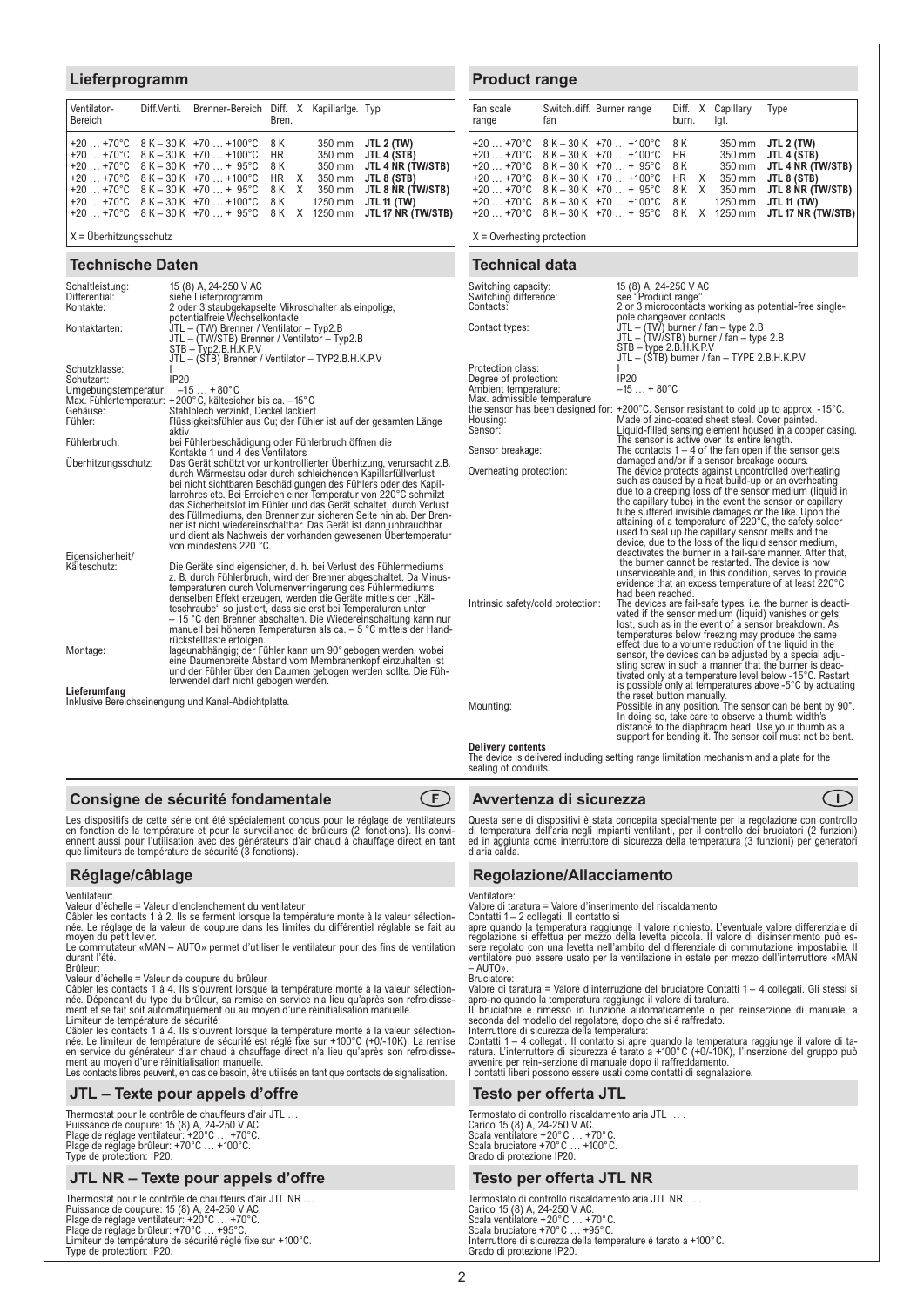## Lieferprogramm

| Ventilator-Bereich | Diff.Venti. | Brenner-Bereich | Diff. Bren. | X | Kapillarlge. | Typ |
|---|---|---|---|---|---|---|
| +20 … +70°C | 8 K – 30 K | +70 … +100°C | 8 K | | 350 mm | **JTL 2 (TW)** |
| +20 … +70°C | 8 K – 30 K | +70 … +100°C | HR | | 350 mm | **JTL 4 (STB)** |
| +20 … +70°C | 8 K – 30 K | +70 … + 95°C | 8 K | | 350 mm | **JTL 4 NR (TW/STB)** |
| +20 … +70°C | 8 K – 30 K | +70 … +100°C | HR | X | 350 mm | **JTL 8 (STB)** |
| +20 … +70°C | 8 K – 30 K | +70 … + 95°C | 8 K | X | 350 mm | **JTL 8 NR (TW/STB)** |
| +20 … +70°C | 8 K – 30 K | +70 … +100°C | 8 K | | 1250 mm | **JTL 11 (TW)** |
| +20 … +70°C | 8 K – 30 K | +70 … + 95°C | 8 K | X | 1250 mm | **JTL 17 NR (TW/STB)** |

X = Überhitzungsschutz

## Technische Daten

| | |
|---|---|
| Schaltleistung: | 15 (8) A, 24-250 V AC |
| Differential: | siehe Lieferprogramm |
| Kontakte: | 2 oder 3 staubgekapselte Mikroschalter als einpolige, potentialfreie Wechselkontakte |
| Kontaktarten: | JTL – (TW) Brenner / Ventilator – Typ2.B<br>JTL – (TW/STB) Brenner / Ventilator – Typ2.B<br>STB – Typ2.B.H.K.P.V<br>JTL – (STB) Brenner / Ventilator – TYP2.B.H.K.P.V |
| Schutzklasse: | I |
| Schutzart: | IP20 |
| Umgebungstemperatur: | –15 … + 80°C |
| Max. Fühlertemperatur: | +200°C, kältesicher bis ca. –15°C |
| Gehäuse: | Stahlblech verzinkt, Deckel lackiert |
| Fühler: | Flüssigkeitsfühler aus Cu; der Fühler ist auf der gesamten Länge aktiv |
| Fühlerbruch: | bei Fühlerbeschädigung oder Fühlerbruch öffnen die Kontakte 1 und 4 des Ventilators |
| Überhitzungsschutz: | Das Gerät schützt vor unkontrollierter Überhitzung, verursacht z.B. durch Wärmestau oder durch schleichenden Kapillarfüllverlust bei nicht sichtbaren Beschädigungen des Fühlers oder des Kapillarrohres etc. Bei Erreichen einer Temperatur von 220°C schmilzt das Sicherheitslot im Fühler und das Gerät schaltet, durch Verlust des Füllmediums, den Brenner zur sicheren Seite hin ab. Der Brenner ist nicht wiedereinschaltbar. Das Gerät ist dann unbrauchbar und dient als Nachweis der vorhanden gewesenen Übertemperatur von mindestens 220 °C. |
| Eigensicherheit/ Kälteschutz: | Die Geräte sind eigensicher, d. h. bei Verlust des Fühlermediums z. B. durch Fühlerbruch, wird der Brenner abgeschaltet. Da Minustemperaturen durch Volumenverringerung des Fühlermediums denselben Effekt erzeugen, werden die Geräte mittels der „Kälteschraube" so justiert, dass sie erst bei Temperaturen unter – 15 °C den Brenner abschalten. Die Wiedereinschaltung kann nur manuell bei höheren Temperaturen als ca. – 5 °C mittels der Handrückstelltaste erfolgen. |
| Montage: | lageunabhängig; der Fühler kann um 90° gebogen werden, wobei eine Daumenbreite Abstand vom Membranenkopf einzuhalten ist und der Fühler über den Daumen gebogen werden sollte. Die Fühlerwendel darf nicht gebogen werden. |

**Lieferumfang**
Inklusive Bereichseinengung und Kanal-Abdichtplatte.

## Product range

| Fan scale range | Switch.diff. fan | Burner range | Diff. burn. | X | Capillary lgt. | Type |
|---|---|---|---|---|---|---|
| +20 … +70°C | 8 K – 30 K | +70 … +100°C | 8 K | | 350 mm | **JTL 2 (TW)** |
| +20 … +70°C | 8 K – 30 K | +70 … +100°C | HR | | 350 mm | **JTL 4 (STB)** |
| +20 … +70°C | 8 K – 30 K | +70 … + 95°C | 8 K | | 350 mm | **JTL 4 NR (TW/STB)** |
| +20 … +70°C | 8 K – 30 K | +70 … +100°C | HR | X | 350 mm | **JTL 8 (STB)** |
| +20 … +70°C | 8 K – 30 K | +70 … + 95°C | 8 K | X | 350 mm | **JTL 8 NR (TW/STB)** |
| +20 … +70°C | 8 K – 30 K | +70 … +100°C | 8 K | | 1250 mm | **JTL 11 (TW)** |
| +20 … +70°C | 8 K – 30 K | +70 … + 95°C | 8 K | X | 1250 mm | **JTL 17 NR (TW/STB)** |

X = Overheating protection

## Technical data

| | |
|---|---|
| Switching capacity: | 15 (8) A, 24-250 V AC |
| Switching difference: | see "Product range" |
| Contacts: | 2 or 3 microcontacts working as potential-free single-pole changeover contacts |
| Contact types: | JTL – (TW) burner / fan – type 2.B<br>JTL – (TW/STB) burner / fan – type 2.B<br>STB – type 2.B.H.K.P.V<br>JTL – (STB) burner / fan – TYPE 2.B.H.K.P.V |
| Protection class: | I |
| Degree of protection: | IP20 |
| Ambient temperature: | –15 … + 80°C |
| Max. admissible temperature the sensor has been designed for: | +200°C. Sensor resistant to cold up to approx. -15°C. |
| Housing: | Made of zinc-coated sheet steel. Cover painted. |
| Sensor: | Liquid-filled sensing element housed in a copper casing. The sensor is active over its entire length. |
| Sensor breakage: | The contacts 1 – 4 of the fan open if the sensor gets damaged and/or if a sensor breakage occurs. |
| Overheating protection: | The device protects against uncontrolled overheating such as caused by a heat build-up or an overheating due to a creeping loss of the sensor medium (liquid in the capillary tube) in the event the sensor or capillary tube suffered invisible damages or the like. Upon the attaining of a temperature of 220°C, the safety solder used to seal up the capillary sensor melts and the device, due to the loss of the liquid sensor medium, deactivates the burner in a fail-safe manner. After that, the burner cannot be restarted. The device is now unserviceable and, in this condition, serves to provide evidence that an excess temperature of at least 220°C had been reached. |
| Intrinsic safety/cold protection: | The devices are fail-safe types, i.e. the burner is deactivated if the sensor medium (liquid) vanishes or gets lost, such as in the event of a sensor breakdown. As temperatures below freezing may produce the same effect due to a volume reduction of the liquid in the sensor, the devices can be adjusted by a special adjusting screw in such a manner that the burner is deactivated only at a temperature level below -15°C. Restart is possible only at temperatures above -5°C by actuating the reset button manually. |
| Mounting: | Possible in any position. The sensor can be bent by 90°. In doing so, take care to observe a thumb width's distance to the diaphragm head. Use your thumb as a support for bending it. The sensor coil must not be bent. |

**Delivery contents**
The device is delivered including setting range limitation mechanism and a plate for the sealing of conduits.

## Consigne de sécurité fondamentale (F)

Les dispositifs de cette série ont été spécialement conçus pour le réglage de ventilateurs en fonction de la température et pour la surveillance de brûleurs (2 fonctions). Ils conviennent aussi pour l'utilisation avec des générateurs d'air chaud à chauffage direct en tant que limiteurs de température de sécurité (3 fonctions).

## Réglage/câblage

Ventilateur:
Valeur d'échelle = Valeur d'enclenchement du ventilateur
Câbler les contacts 1 à 2. Ils se ferment lorsque la température monte à la valeur sélectionnée. Le réglage de la valeur de coupure dans les limites du différentiel réglable se fait au moyen du petit levier.
Le commutateur «MAN – AUTO» permet d'utiliser le ventilateur pour des fins de ventilation durant l'été.
Brûleur:
Valeur d'échelle = Valeur de coupure du brûleur
Câbler les contacts 1 à 4. Ils s'ouvrent lorsque la température monte à la valeur sélectionnée. Dépendant du type du brûleur, sa remise en service n'a lieu qu'après son refroidissement et se fait soit automatiquement ou au moyen d'une réinitialisation manuelle.
Limiteur de température de sécurité:
Câbler les contacts 1 à 4. Ils s'ouvrent lorsque la température monte à la valeur sélectionnée. Le limiteur de température de sécurité est réglé fixe sur +100°C (+0/-10K). La remise en service du générateur d'air chaud à chauffage direct n'a lieu qu'après son refroidissement au moyen d'une réinitialisation manuelle.
Les contacts libres peuvent, en cas de besoin, être utilisés en tant que contacts de signalisation.

## JTL – Texte pour appels d'offre

Thermostat pour le contrôle de chauffeurs d'air JTL …
Puissance de coupure: 15 (8) A, 24-250 V AC.
Plage de réglage ventilateur: +20°C … +70°C.
Plage de réglage brûleur: +70°C … +100°C.
Type de protection: IP20.

## JTL NR – Texte pour appels d'offre

Thermostat pour le contrôle de chauffeurs d'air JTL NR …
Puissance de coupure: 15 (8) A, 24-250 V AC.
Plage de réglage ventilateur: +20°C … +70°C.
Plage de réglage brûleur: +70°C … +95°C.
Limiteur de température de sécurité réglé fixe sur +100°C.
Type de protection: IP20.

## Avvertenza di sicurezza (I)

Questa serie di dispositivi è stata concepita specialmente per la regolazione con controllo di temperatura dell'aria negli impianti ventilanti, per il controllo dei bruciatori (2 funzioni) ed in aggiunta come interruttore di sicurezza della temperatura (3 funzioni) per generatori d'aria calda.

## Regolazione/Allacciamento

Ventilatore:
Valore di taratura = Valore d'inserimento del riscaldamento
Contatti 1 – 2 collegati. Il contatto si apre quando la temperatura raggiunge il valore richiesto. L'eventuale valore differenziale di regolazione si effettua per mezzo della levetta piccola. Il valore di disinserimento può essere regolato con una levetta nell'ambito del differenziale di commutazione impostabile. Il ventilatore può essere usato per la ventilazione in estate per mezzo dell'interruttore «MAN – AUTO».
Bruciatore:
Valore di taratura = Valore d'interruzione del bruciatore Contatti 1 – 4 collegati. Gli stessi si apro-no quando la temperatura raggiunge il valore di taratura.
Il bruciatore é rimesso in funzione automaticamente o per reinserzione di manuale, a seconda del modello del regolatore, dopo che si é raffredato.
Interruttore di sicurezza della temperatura:
Contatti 1 – 4 collegati. Il contatto si apre quando la temperatura raggiunge il valore di taratura. L'interruttore di sicurezza é tarato a +100°C (+0/-10K), l'inserzione del gruppo può avvenire per rein-serzione di manuale dopo il raffreddamento.
I contatti liberi possono essere usati come contatti di segnalazione.

## Testo per offerta JTL

Termostato di controllo riscaldamento aria JTL … .
Carico 15 (8) A, 24-250 V AC.
Scala ventilatore +20°C … +70°C.
Scala bruciatore +70°C … +100°C.
Grado di protezione IP20.

## Testo per offerta JTL NR

Termostato di controllo riscaldamento aria JTL NR … .
Carico 15 (8) A, 24-250 V AC.
Scala ventilatore +20°C … +70°C.
Scala bruciatore +70°C … +95°C.
Interruttore di sicurezza della temperatura é tarato a +100°C.
Grado di protezione IP20.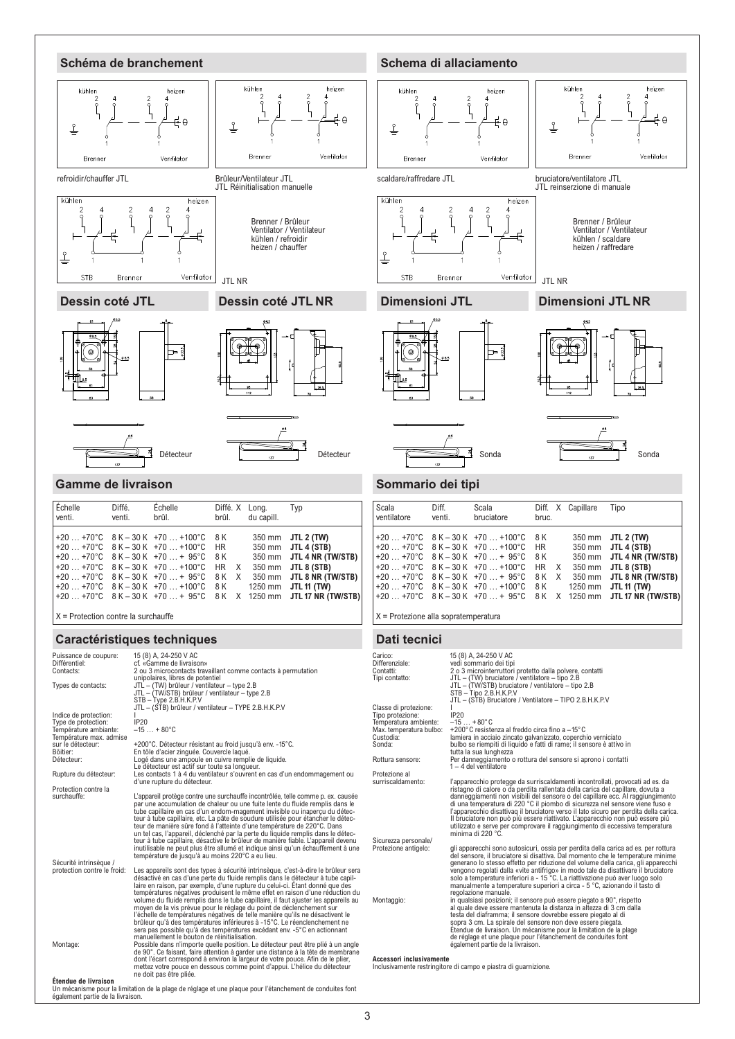## Schéma de branchement

refroidir/chauffer JTL

Brûleur/Ventilateur JTL
JTL Réinitialisation manuelle

Brenner / Brûleur
Ventilator / Ventilateur
kühlen / refroidir
heizen / chauffer

JTL NR

## Dessin coté JTL

## Dessin coté JTL NR

Détecteur

Détecteur

## Gamme de livraison

| Échelle venti. | Diffé. venti. | Échelle brûl. | Diffé. brûl. | X | Long. du capill. | Typ |
|---|---|---|---|---|---|---|
| +20 … +70°C | 8 K – 30 K | +70 … +100°C | 8 K | | 350 mm | **JTL 2 (TW)** |
| +20 … +70°C | 8 K – 30 K | +70 … +100°C | HR | | 350 mm | **JTL 4 (STB)** |
| +20 … +70°C | 8 K – 30 K | +70 … + 95°C | 8 K | | 350 mm | **JTL 4 NR (TW/STB)** |
| +20 … +70°C | 8 K – 30 K | +70 … +100°C | HR | X | 350 mm | **JTL 8 (STB)** |
| +20 … +70°C | 8 K – 30 K | +70 … + 95°C | 8 K | X | 350 mm | **JTL 8 NR (TW/STB)** |
| +20 … +70°C | 8 K – 30 K | +70 … +100°C | 8 K | | 1250 mm | **JTL 11 (TW)** |
| +20 … +70°C | 8 K – 30 K | +70 … + 95°C | 8 K | X | 1250 mm | **JTL 17 NR (TW/STB)** |

X = Protection contre la surchauffe

## Caractéristiques techniques

Puissance de coupure: 15 (8) A, 24-250 V AC
Différentiel: cf. «Gamme de livraison»
Contacts: 2 ou 3 microcontacts travaillant comme contacts à permutation unipolaires, libres de potentiel
Types de contacts: JTL – (TW) brûleur / ventilateur – type 2.B
JTL – (TW/STB) brûleur / ventilateur – type 2.B
STB – Type 2.B.H.K.P.V
JTL – (STB) brûleur / ventilateur – TYPE 2.B.H.K.P.V
Indice de protection: I
Type de protection: IP20
Température ambiante: –15 … + 80°C
Température max. admise sur le détecteur: +200°C. Détecteur résistant au froid jusqu'à env. -15°C.
Boîtier: En tôle d'acier zinguée. Couvercle laqué.
Détecteur: Logé dans une ampoule en cuivre remplie de liquide. Le détecteur est actif sur toute sa longueur.
Rupture du détecteur: Les contacts 1 à 4 du ventilateur s'ouvrent en cas d'un endommagement ou d'une rupture du détecteur.
Protection contre la surchauffe: L'appareil protège contre une surchauffe incontrôlée, telle comme p. ex. causée par une accumulation de chaleur ou une fuite lente du fluide remplis dans le tube capillaire en cas d'un endom-magement invisible ou inaperçu du détecteur à tube capillaire, etc. La pâte de soudure utilisée pour étancher le détecteur de manière sûre fond à l'atteinte d'une température de 220°C. Dans un tel cas, l'appareil, déclenché par la perte du liquide remplis dans le détecteur à tube capillaire, désactive le brûleur de manière fiable. L'appareil devenu inutilisable ne peut plus être allumé et indique ainsi qu'un échauffement à une température de jusqu'à au moins 220°C a eu lieu.
Sécurité intrinsèque / protection contre le froid: Les appareils sont des types à sécurité intrinsèque, c'est-à-dire le brûleur sera désactivé en cas d'une perte du fluide remplis dans le détecteur à tube capillaire en raison, par exemple, d'une rupture du celui-ci. Étant donné que des températures négatives produisent le même effet en raison d'une réduction du volume du fluide remplis dans le tube capillaire, il faut ajuster les appareils au moyen de la vis prévue pour le réglage du point de déclenchement sur l'échelle de températures négatives de telle manière qu'ils ne désactivent le brûleur qu'à des températures inférieures à -15°C. Le réenclenchement ne sera pas possible qu'à des températures excédant env. -5°C en actionnant manuellement le bouton de réinitialisation.
Montage: Possible dans n'importe quelle position. Le détecteur peut être plié à un angle de 90°. Ce faisant, faire attention à garder une distance à la tête de membrane dont l'écart correspond à environ la largeur de votre pouce. Afin de le plier, mettez votre pouce en dessous comme point d'appui. L'hélice du détecteur ne doit pas être pliée.

**Étendue de livraison**
Un mécanisme pour la limitation de la plage de réglage et une plaque pour l'étanchement de conduites font également partie de la livraison.

## Schema di allacciamento

scaldare/raffredare JTL

bruciatore/ventilatore JTL
JTL reinserzione di manuale

Brenner / Brûleur
Ventilator / Ventilateur
kühlen / scaldare
heizen / raffredare

JTL NR

## Dimensioni JTL

## Dimensioni JTL NR

Sonda

Sonda

## Sommario dei tipi

| Scala ventilatore | Diff. venti. | Scala bruciatore | Diff. bruc. | X | Capillare | Tipo |
|---|---|---|---|---|---|---|
| +20 … +70°C | 8 K – 30 K | +70 … +100°C | 8 K | | 350 mm | **JTL 2 (TW)** |
| +20 … +70°C | 8 K – 30 K | +70 … +100°C | HR | | 350 mm | **JTL 4 (STB)** |
| +20 … +70°C | 8 K – 30 K | +70 … + 95°C | 8 K | | 350 mm | **JTL 4 NR (TW/STB)** |
| +20 … +70°C | 8 K – 30 K | +70 … +100°C | HR | X | 350 mm | **JTL 8 (STB)** |
| +20 … +70°C | 8 K – 30 K | +70 … + 95°C | 8 K | X | 350 mm | **JTL 8 NR (TW/STB)** |
| +20 … +70°C | 8 K – 30 K | +70 … +100°C | 8 K | | 1250 mm | **JTL 11 (TW)** |
| +20 … +70°C | 8 K – 30 K | +70 … + 95°C | 8 K | X | 1250 mm | **JTL 17 NR (TW/STB)** |

X = Protezione alla sopratemperatura

## Dati tecnici

Carico: 15 (8) A, 24-250 V AC
Differenziale: vedi sommario dei tipi
Contatti: 2 o 3 microinterruttori protetto dalla polvere, contatti
Tipi contatto: JTL – (TW) bruciatore / ventilatore – tipo 2.B
JTL – (TW/STB) bruciatore / ventilatore – tipo 2.B
STB – Tipo 2.B.H.K.P.V
JTL – (STB) Bruciatore / Ventilatore – TIPO 2.B.H.K.P.V
Classe di protezione: I
Tipo protezione: IP20
Temperatura ambiente: –15 … + 80° C
Max. temperatura bulbo: +200° C resistenza al freddo circa fino a –15° C
Custodia: lamiera in acciaio zincato galvanizzato, coperchio verniciato
Sonda: bulbo se riempiti di liquido e fatti di rame; il sensore è attivo in tutta la sua lunghezza
Rottura sensore: Per danneggiamento o rottura del sensore si aprono i contatti 1 – 4 del ventilatore
Protezione al surriscaldamento: l'apparecchio protegge da surriscaldamenti incontrollati, provocati ad es. da ristagno di calore o da perdita rallentata della carica del capillare, dovuta a danneggiamenti non visibili del sensore o del capillare ecc. Al raggiungimento di una temperatura di 220 °C il piombo di sicurezza nel sensore viene fuso e l'apparecchio disattivaq il bruciatore verso il lato sicuro per perdita della carica. Il bruciatore non può più essere riattivato. L'apparecchio non può essere più utilizzato e serve per comprovare il raggiungimento di eccessiva temperatura minima di 220 °C.
Sicurezza personale/ Protezione antigelo: gli apparecchi sono autosicuri, ossia per perdita della carica ad es. per rottura del sensore, il bruciatore si disattiva. Dal momento che le temperature minime generano lo stesso effetto per riduzione del volume della carica, gli apparecchi vengono regolati dalla «vite antifrigo» in modo tale da disattivare il bruciatore solo a temperature inferiori a - 15 °C. La riattivazione può aver luogo solo manualmente a temperature superiori a circa - 5 °C, azionando il tasto di regolazione manuale.
Montaggio: in qualsiasi posizioni; il sensore può essere piegato a 90°, rispetto al quale deve essere mantenuta la distanza in altezza di 3 cm dalla testa del diaframma; il sensore dovrebbe essere piegato al di sopra 3 cm. La spirale del sensore non deve essere piegata. Étendue de livraison. Un mécanisme pour la limitation de la plage de réglage et une plaque pour l'étanchement de conduites font également partie de la livraison.

**Accessori inclusivamente**
Inclusivamente restringitore di campo e piastra di guarnizione.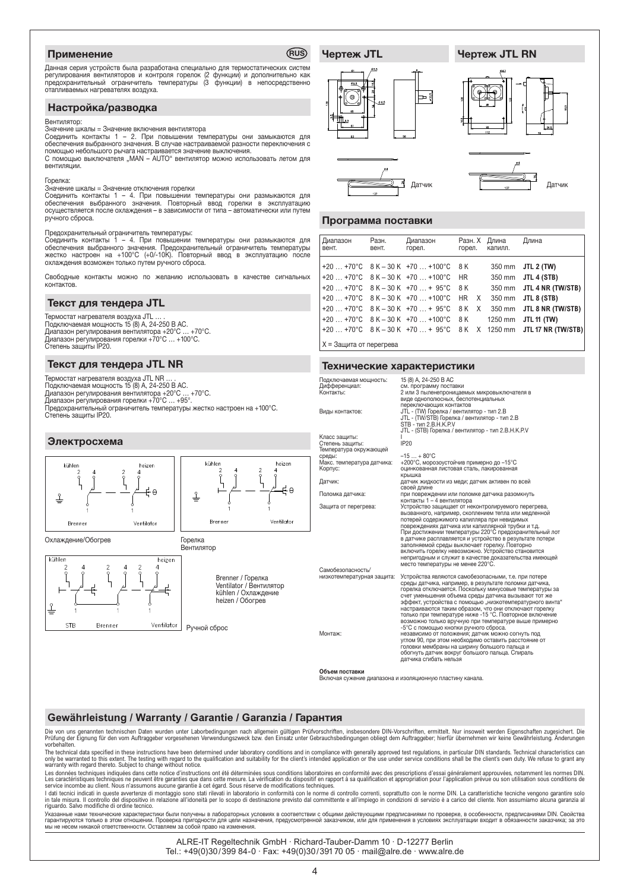## Применение

RUS

Данная серия устройств была разработана специально для термостатических систем регулирования вентиляторов и контроля горелок (2 функции) и дополнительно как предохранительный ограничитель температуры (3 функции) в непосредственно отапливаемых нагревателях воздуха.

## Настройка/разводка

Вентилятор:
Значение шкалы = Значение включения вентилятора
Соединить контакты 1 – 2. При повышении температуры они замыкаются для обеспечения выбранного значения. В случае настраиваемой разности переключения с помощью небольшого рычага настраивается значение выключения.
С помощью выключателя „MAN – AUTO" вентилятор можно использовать летом для вентиляции.

Горелка:
Значение шкалы = Значение отключения горелки
Соединить контакты 1 – 4. При повышении температуры они размыкаются для обеспечения выбранного значения. Повторный ввод горелки в эксплуатацию осуществляется после охлаждения – в зависимости от типа – автоматически или путем ручного сброса.

Предохранительный ограничитель температуры:
Соединить контакты 1 – 4. При повышении температуры они размыкаются для обеспечения выбранного значения. Предохранительный ограничитель температуры жестко настроен на +100°C (+0/-10K). Повторный ввод в эксплуатацию после охлаждения возможен только путем ручного сброса.

Свободные контакты можно по желанию использовать в качестве сигнальных контактов.

## Текст для тендера JTL

Термостат нагревателя воздуха JTL … .
Подключаемая мощность 15 (8) A, 24-250 В AC.
Диапазон регулирования вентилятора +20°C … +70°C.
Диапазон регулирования горелки +70°C … +100°C.
Степень защиты IP20.

## Текст для тендера JTL NR

Термостат нагревателя воздуха JTL NR … .
Подключаемая мощность 15 (8) A, 24-250 В AC.
Диапазон регулирования вентилятора +20°C … +70°C.
Диапазон регулирования горелки +70°C … +95°.
Предохранительный ограничитель температуры жестко настроен на +100°C.
Степень защиты IP20.

## Электросхема

kühlen
heizen
Brenner
Ventilator

Охлаждение/Обогрев

kühlen
heizen
Brenner
Ventilator

Горелка
Вентилятор

kühlen
heizen
STB
Brenner
Ventilator

Brenner / Горелка
Ventilator / Вентилятор
kühlen / Охлаждение
heizen / Обогрев

Ручной сброс

## Чертеж JTL

Датчик

## Чертеж JTL RN

Датчик

## Программа поставки

| Диапазон вент. | Разн. вент. | Диапазон горел. | Разн. горел. | X | Длина капилл. | Длина |
|---|---|---|---|---|---|---|
| +20 … +70°C | 8 K – 30 K | +70 … +100°C | 8 K | | 350 mm | **JTL 2 (TW)** |
| +20 … +70°C | 8 K – 30 K | +70 … +100°C | HR | | 350 mm | **JTL 4 (STB)** |
| +20 … +70°C | 8 K – 30 K | +70 … + 95°C | 8 K | | 350 mm | **JTL 4 NR (TW/STB)** |
| +20 … +70°C | 8 K – 30 K | +70 … +100°C | HR | X | 350 mm | **JTL 8 (STB)** |
| +20 … +70°C | 8 K – 30 K | +70 … + 95°C | 8 K | X | 350 mm | **JTL 8 NR (TW/STB)** |
| +20 … +70°C | 8 K – 30 K | +70 … +100°C | 8 K | | 1250 mm | **JTL 11 (TW)** |
| +20 … +70°C | 8 K – 30 K | +70 … + 95°C | 8 K | X | 1250 mm | **JTL 17 NR (TW/STB)** |

X = Защита от перегрева

## Технические характеристики

| | |
|---|---|
| Подключаемая мощность: | 15 (8) A, 24-250 В AC |
| Дифференциал: | см. программу поставки |
| Контакты: | 2 или 3 пыленепроницаемых микровыключателя в виде однополюсных, беспотенциальных переключающих контактов |
| Виды контактов: | JTL - (TW) Горелка / вентилятор - тип 2.B<br>JTL - (TW/STB) Горелка / вентилятор - тип 2.B<br>STB - тип 2.B.H.K.P.V<br>JTL - (STB) Горелка / вентилятор - тип 2.B.H.K.P.V |
| Класс защиты: | I |
| Степень защиты: | IP20 |
| Температура окружающей среды: | –15 … + 80°C |
| Макс. температура датчика: | +200°C, морозоустойчив примерно до –15°C |
| Корпус: | оцинкованная листовая сталь, лакированная крышка |
| Датчик: | датчик жидкости из меди; датчик активен по всей своей длине |
| Поломка датчика: | при повреждении или поломке датчика разомкнуть контакты 1 – 4 вентилятора |
| Защита от перегрева: | Устройство защищает от неконтролируемого перегрева, вызванного, например, скоплением тепла или медленной потерей содержимого капилляра при невидимых повреждениях датчика или капиллярной трубки и т.д. При достижении температуры 220°C предохранительный лот в датчике расплавляется и устройство в результате потери заполняемой среды выключает горелку. Повторно включить горелку невозможно. Устройство становится непригодным и служит в качестве доказательства имеющей место температуры не менее 220°C. |
| Самобезопасность/ низкотемпературная защита: | Устройства являются самобезопасными, т.е. при потере среды датчика, например, в результате поломки датчика, горелка отключается. Поскольку минусовые температуры за счет уменьшения объема среды датчика вызывают тот же эффект, устройства с помощью „низкотемпературного винта" настраиваются таким образом, что они отключают горелку только при температуре ниже -15 °C. Повторное включение возможно только вручную при температуре выше примерно -5°C с помощью кнопки ручного сброса. |
| Монтаж: | независимо от положения; датчик можно согнуть под углом 90, при этом необходимо оставить расстояние от головки мембраны на ширину большого пальца и обогнуть датчик вокруг большого пальца. Спираль датчика сгибать нельзя |

**Объем поставки**
Включая сужение диапазона и изоляционную пластину канала.

## Gewährleistung / Warranty / Garantie / Garanzia / Гарантия

Die von uns genannten technischen Daten wurden unter Laborbedingungen nach allgemein gültigen Prüfvorschriften, insbesondere DIN-Vorschriften, ermittelt. Nur insoweit werden Eigenschaften zugesichert. Die Prüfung der Eignung für den vom Auftraggeber vorgesehenen Verwendungszweck bzw. den Einsatz unter Gebrauchsbedingungen obliegt dem Auftraggeber; hierfür übernehmen wir keine Gewährleistung. Änderungen vorbehalten.

The technical data specified in these instructions have been determined under laboratory conditions and in compliance with generally approved test regulations, in particular DIN standards. Technical characteristics can only be warranted to this extent. The testing with regard to the qualification and suitability for the client's intended application or the use under service conditions shall be the client's own duty. We refuse to grant any warranty with regard thereto. Subject to change without notice.

Les données techniques indiquées dans cette notice d'instructions ont été déterminées sous conditions laboratoires en conformité avec des prescriptions d'essai généralement approuvées, notamment les normes DIN. Les caractéristiques techniques ne peuvent être garanties que dans cette mesure. La vérification du dispositif en rapport à sa qualification et appropriation pour l'application prévue ou son utilisation sous conditions de service incombe au client. Nous n'assumons aucune garantie à cet égard. Sous réserve de modifications techniques.

I dati tecnici indicati in queste avvertenze di montaggio sono stati rilevati in laboratorio in conformità con le norme di controllo correnti, soprattutto con le norme DIN. La caratteristiche tecniche vengono garantire solo in tale misura. Il controllo del dispositivo in relazione all'idoneità per lo scopo di destinazione previsto dal committente e all'impiego in condizioni di servizio è a carico del cliente. Non assumiamo alcuna garanzia al riguardo. Salvo modifiche di ordine tecnico.

Указанные нами технические характеристики были получены в лабораторных условиях в соответствии с общими действующими предписаниями по проверке, в особенности, предписаниями DIN. Свойства гарантируются только в этом отношении. Проверка пригодности для цели назначения, предусмотренной заказчиком, или для применения в условиях эксплуатации входит в обязанности заказчика; за это мы не несем никакой ответственности. Оставляем за собой право на изменения.

ALRE-IT Regeltechnik GmbH · Richard-Tauber-Damm 10 · D-12277 Berlin
Tel.: +49(0)30/399 84-0 · Fax: +49(0)30/391 70 05 · mail@alre.de · www.alre.de